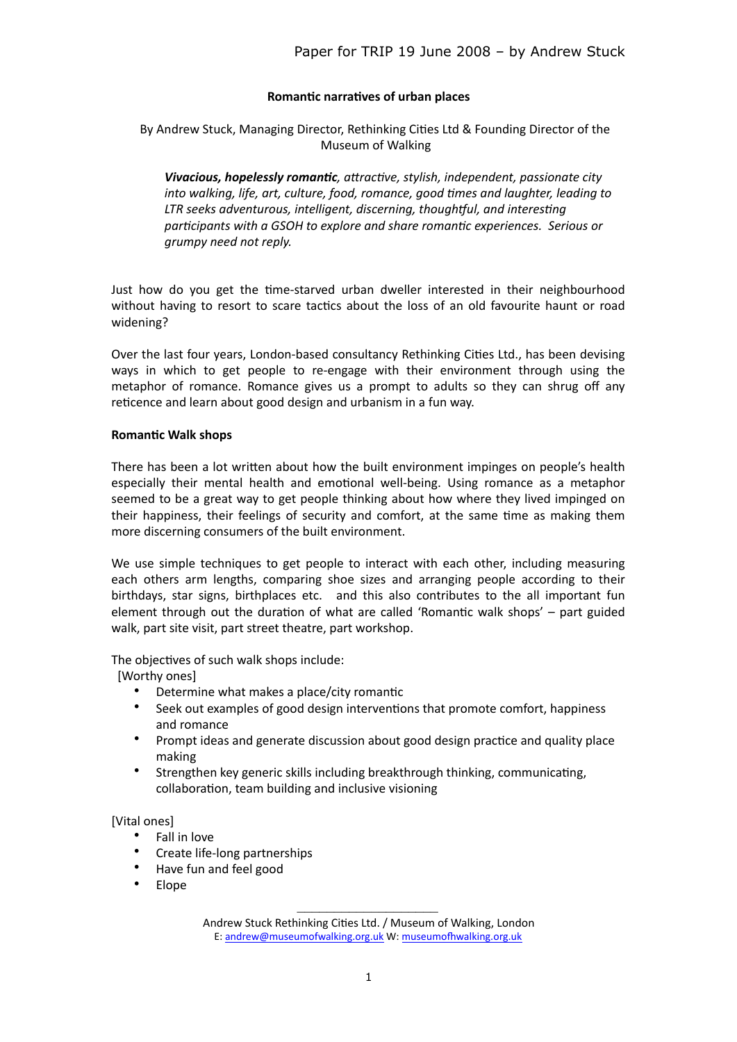# Romantic narratives of urban places

By Andrew Stuck, Managing Director, Rethinking Cities Ltd & Founding Director of the Museum of Walking

> ***Vivacious, hopelessly romantic**, attractive, stylish, independent, passionate city into walking, life, art, culture, food, romance, good times and laughter, leading to LTR seeks adventurous, intelligent, discerning, thoughtful, and interesting participants with a GSOH to explore and share romantic experiences. Serious or grumpy need not reply.*

Just how do you get the time-starved urban dweller interested in their neighbourhood without having to resort to scare tactics about the loss of an old favourite haunt or road widening?

Over the last four years, London-based consultancy Rethinking Cities Ltd., has been devising ways in which to get people to re-engage with their environment through using the metaphor of romance. Romance gives us a prompt to adults so they can shrug off any reticence and learn about good design and urbanism in a fun way.

## Romantic Walk shops

There has been a lot written about how the built environment impinges on people's health especially their mental health and emotional well-being. Using romance as a metaphor seemed to be a great way to get people thinking about how where they lived impinged on their happiness, their feelings of security and comfort, at the same time as making them more discerning consumers of the built environment.

We use simple techniques to get people to interact with each other, including measuring each others arm lengths, comparing shoe sizes and arranging people according to their birthdays, star signs, birthplaces etc. and this also contributes to the all important fun element through out the duration of what are called 'Romantic walk shops' – part guided walk, part site visit, part street theatre, part workshop.

The objectives of such walk shops include:

[Worthy ones]

- Determine what makes a place/city romantic
- Seek out examples of good design interventions that promote comfort, happiness and romance
- Prompt ideas and generate discussion about good design practice and quality place making
- Strengthen key generic skills including breakthrough thinking, communicating, collaboration, team building and inclusive visioning

[Vital ones]

- Fall in love
- Create life-long partnerships
- Have fun and feel good
- Elope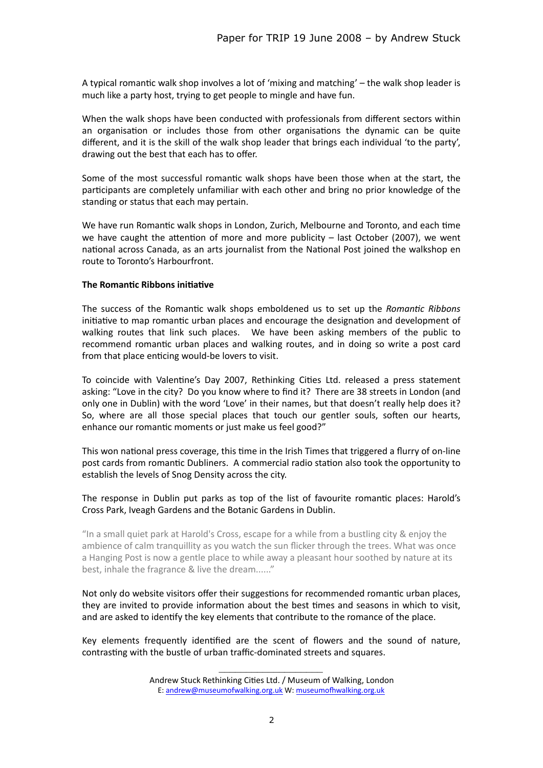A typical romantic walk shop involves a lot of 'mixing and matching' – the walk shop leader is much like a party host, trying to get people to mingle and have fun.

When the walk shops have been conducted with professionals from different sectors within an organisation or includes those from other organisations the dynamic can be quite different, and it is the skill of the walk shop leader that brings each individual 'to the party', drawing out the best that each has to offer.

Some of the most successful romantic walk shops have been those when at the start, the participants are completely unfamiliar with each other and bring no prior knowledge of the standing or status that each may pertain.

We have run Romantic walk shops in London, Zurich, Melbourne and Toronto, and each time we have caught the attention of more and more publicity – last October (2007), we went national across Canada, as an arts journalist from the National Post joined the walkshop en route to Toronto's Harbourfront.

**The Romantic Ribbons initiative**

The success of the Romantic walk shops emboldened us to set up the *Romantic Ribbons* initiative to map romantic urban places and encourage the designation and development of walking routes that link such places. We have been asking members of the public to recommend romantic urban places and walking routes, and in doing so write a post card from that place enticing would-be lovers to visit.

To coincide with Valentine's Day 2007, Rethinking Cities Ltd. released a press statement asking: "Love in the city? Do you know where to find it? There are 38 streets in London (and only one in Dublin) with the word 'Love' in their names, but that doesn't really help does it? So, where are all those special places that touch our gentler souls, soften our hearts, enhance our romantic moments or just make us feel good?"

This won national press coverage, this time in the Irish Times that triggered a flurry of on-line post cards from romantic Dubliners. A commercial radio station also took the opportunity to establish the levels of Snog Density across the city.

The response in Dublin put parks as top of the list of favourite romantic places: Harold's Cross Park, Iveagh Gardens and the Botanic Gardens in Dublin.

> "In a small quiet park at Harold's Cross, escape for a while from a bustling city & enjoy the ambience of calm tranquillity as you watch the sun flicker through the trees. What was once a Hanging Post is now a gentle place to while away a pleasant hour soothed by nature at its best, inhale the fragrance & live the dream......"

Not only do website visitors offer their suggestions for recommended romantic urban places, they are invited to provide information about the best times and seasons in which to visit, and are asked to identify the key elements that contribute to the romance of the place.

Key elements frequently identified are the scent of flowers and the sound of nature, contrasting with the bustle of urban traffic-dominated streets and squares.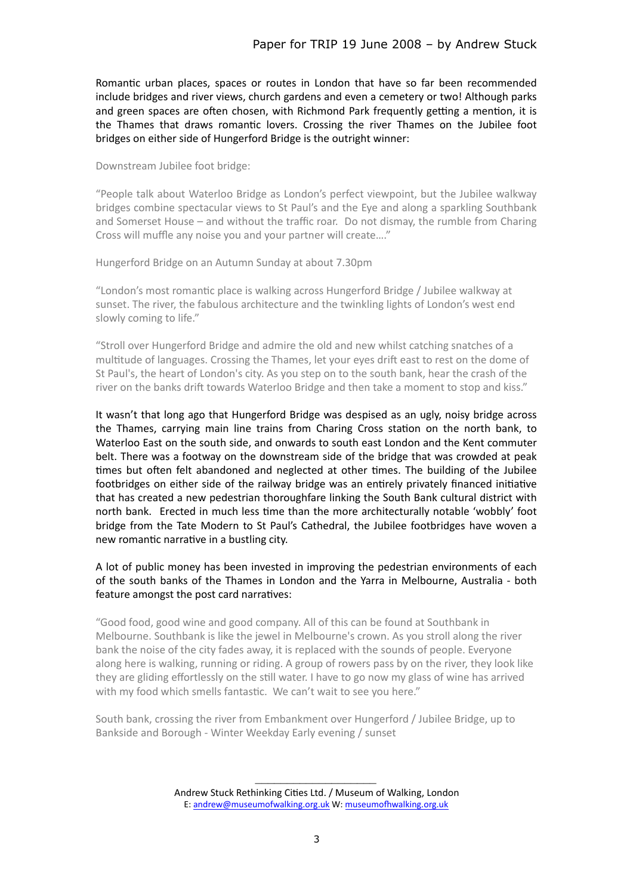Romantic urban places, spaces or routes in London that have so far been recommended include bridges and river views, church gardens and even a cemetery or two! Although parks and green spaces are often chosen, with Richmond Park frequently getting a mention, it is the Thames that draws romantic lovers. Crossing the river Thames on the Jubilee foot bridges on either side of Hungerford Bridge is the outright winner:

Downstream Jubilee foot bridge:

"People talk about Waterloo Bridge as London's perfect viewpoint, but the Jubilee walkway bridges combine spectacular views to St Paul's and the Eye and along a sparkling Southbank and Somerset House – and without the traffic roar. Do not dismay, the rumble from Charing Cross will muffle any noise you and your partner will create…."

Hungerford Bridge on an Autumn Sunday at about 7.30pm

"London's most romantic place is walking across Hungerford Bridge / Jubilee walkway at sunset. The river, the fabulous architecture and the twinkling lights of London's west end slowly coming to life."

"Stroll over Hungerford Bridge and admire the old and new whilst catching snatches of a multitude of languages. Crossing the Thames, let your eyes drift east to rest on the dome of St Paul's, the heart of London's city. As you step on to the south bank, hear the crash of the river on the banks drift towards Waterloo Bridge and then take a moment to stop and kiss."

It wasn't that long ago that Hungerford Bridge was despised as an ugly, noisy bridge across the Thames, carrying main line trains from Charing Cross station on the north bank, to Waterloo East on the south side, and onwards to south east London and the Kent commuter belt. There was a footway on the downstream side of the bridge that was crowded at peak times but often felt abandoned and neglected at other times. The building of the Jubilee footbridges on either side of the railway bridge was an entirely privately financed initiative that has created a new pedestrian thoroughfare linking the South Bank cultural district with north bank. Erected in much less time than the more architecturally notable 'wobbly' foot bridge from the Tate Modern to St Paul's Cathedral, the Jubilee footbridges have woven a new romantic narrative in a bustling city.

A lot of public money has been invested in improving the pedestrian environments of each of the south banks of the Thames in London and the Yarra in Melbourne, Australia - both feature amongst the post card narratives:

"Good food, good wine and good company. All of this can be found at Southbank in Melbourne. Southbank is like the jewel in Melbourne's crown. As you stroll along the river bank the noise of the city fades away, it is replaced with the sounds of people. Everyone along here is walking, running or riding. A group of rowers pass by on the river, they look like they are gliding effortlessly on the still water. I have to go now my glass of wine has arrived with my food which smells fantastic. We can't wait to see you here."

South bank, crossing the river from Embankment over Hungerford / Jubilee Bridge, up to Bankside and Borough - Winter Weekday Early evening / sunset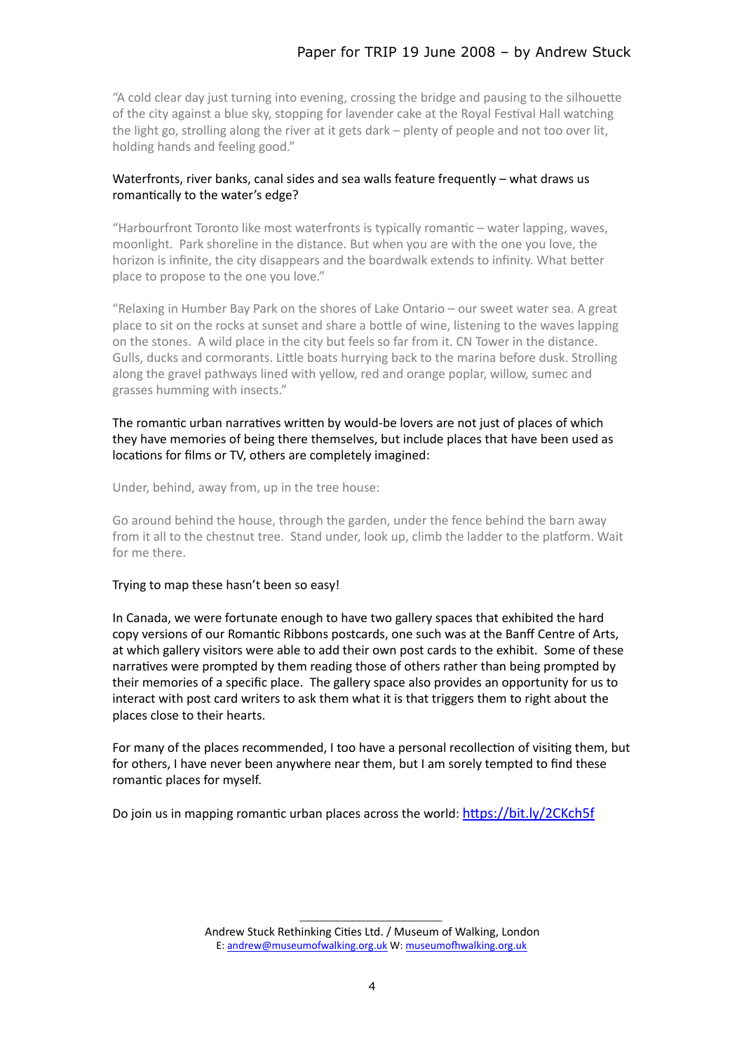"A cold clear day just turning into evening, crossing the bridge and pausing to the silhouette of the city against a blue sky, stopping for lavender cake at the Royal Festival Hall watching the light go, strolling along the river at it gets dark – plenty of people and not too over lit, holding hands and feeling good."

Waterfronts, river banks, canal sides and sea walls feature frequently – what draws us romantically to the water's edge?

"Harbourfront Toronto like most waterfronts is typically romantic – water lapping, waves, moonlight. Park shoreline in the distance. But when you are with the one you love, the horizon is infinite, the city disappears and the boardwalk extends to infinity. What better place to propose to the one you love."

"Relaxing in Humber Bay Park on the shores of Lake Ontario – our sweet water sea. A great place to sit on the rocks at sunset and share a bottle of wine, listening to the waves lapping on the stones. A wild place in the city but feels so far from it. CN Tower in the distance. Gulls, ducks and cormorants. Little boats hurrying back to the marina before dusk. Strolling along the gravel pathways lined with yellow, red and orange poplar, willow, sumec and grasses humming with insects."

The romantic urban narratives written by would-be lovers are not just of places of which they have memories of being there themselves, but include places that have been used as locations for films or TV, others are completely imagined:

Under, behind, away from, up in the tree house:

Go around behind the house, through the garden, under the fence behind the barn away from it all to the chestnut tree. Stand under, look up, climb the ladder to the platform. Wait for me there.

Trying to map these hasn't been so easy!

In Canada, we were fortunate enough to have two gallery spaces that exhibited the hard copy versions of our Romantic Ribbons postcards, one such was at the Banff Centre of Arts, at which gallery visitors were able to add their own post cards to the exhibit. Some of these narratives were prompted by them reading those of others rather than being prompted by their memories of a specific place. The gallery space also provides an opportunity for us to interact with post card writers to ask them what it is that triggers them to right about the places close to their hearts.

For many of the places recommended, I too have a personal recollection of visiting them, but for others, I have never been anywhere near them, but I am sorely tempted to find these romantic places for myself.

Do join us in mapping romantic urban places across the world: [https://bit.ly/2CKch5f](https://bit.ly/2CKch5f)

---

Andrew Stuck Rethinking Cities Ltd. / Museum of Walking, London
E: andrew@museumofwalking.org.uk W: museumofhwalking.org.uk